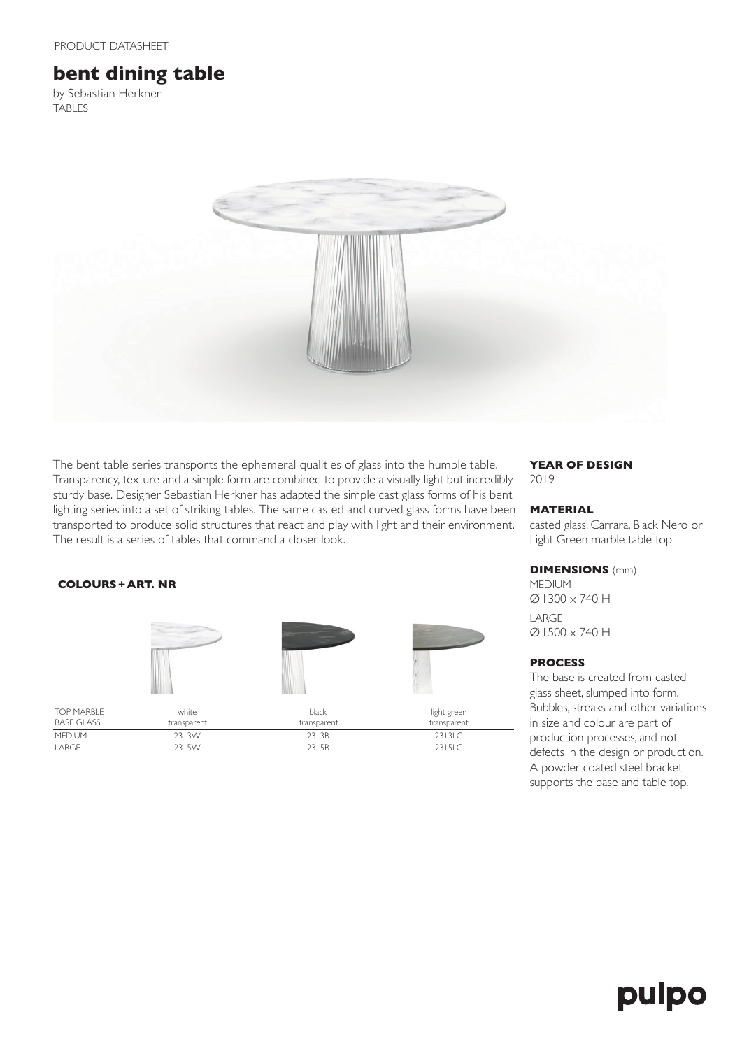PRODUCT DATASHEET

# bent dining table

by Sebastian Herkner
TABLES

The bent table series transports the ephemeral qualities of glass into the humble table. Transparency, texture and a simple form are combined to provide a visually light but incredibly sturdy base. Designer Sebastian Herkner has adapted the simple cast glass forms of his bent lighting series into a set of striking tables. The same casted and curved glass forms have been transported to produce solid structures that react and play with light and their environment. The result is a series of tables that command a closer look.

### COLOURS + ART. NR

| TOP MARBLE<br>BASE GLASS | white<br>transparent | black<br>transparent | light green<br>transparent |
|---|---|---|---|
| MEDIUM | 2313W | 2313B | 2313LG |
| LARGE | 2315W | 2315B | 2315LG |

### YEAR OF DESIGN

2019

### MATERIAL

casted glass, Carrara, Black Nero or Light Green marble table top

### DIMENSIONS (mm)

MEDIUM
Ø 1300 x 740 H

LARGE
Ø 1500 x 740 H

### PROCESS

The base is created from casted glass sheet, slumped into form. Bubbles, streaks and other variations in size and colour are part of production processes, and not defects in the design or production. A powder coated steel bracket supports the base and table top.

pulpo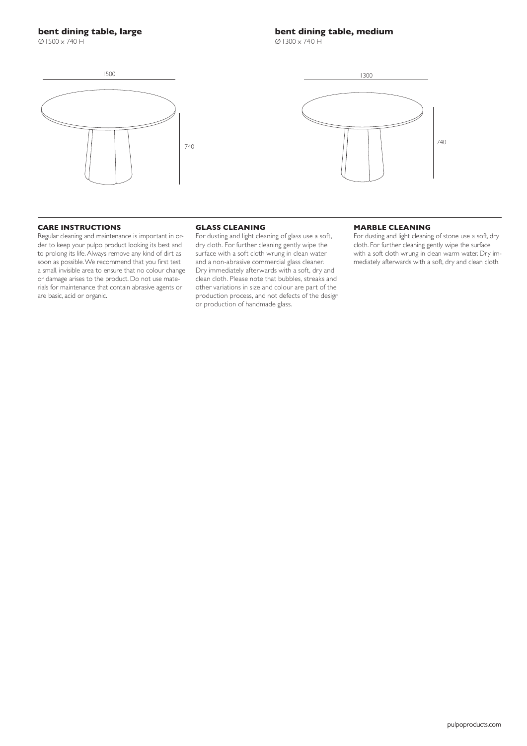## bent dining table, large

∅ 1500 x 740 H

1500

740

## bent dining table, medium

∅ 1300 x 740 H

1300

740

### CARE INSTRUCTIONS

Regular cleaning and maintenance is important in order to keep your pulpo product looking its best and to prolong its life. Always remove any kind of dirt as soon as possible. We recommend that you first test a small, invisible area to ensure that no colour change or damage arises to the product. Do not use materials for maintenance that contain abrasive agents or are basic, acid or organic.

### GLASS CLEANING

For dusting and light cleaning of glass use a soft, dry cloth. For further cleaning gently wipe the surface with a soft cloth wrung in clean water and a non-abrasive commercial glass cleaner. Dry immediately afterwards with a soft, dry and clean cloth. Please note that bubbles, streaks and other variations in size and colour are part of the production process, and not defects of the design or production of handmade glass.

### MARBLE CLEANING

For dusting and light cleaning of stone use a soft, dry cloth. For further cleaning gently wipe the surface with a soft cloth wrung in clean warm water. Dry immediately afterwards with a soft, dry and clean cloth.

pulpoproducts.com